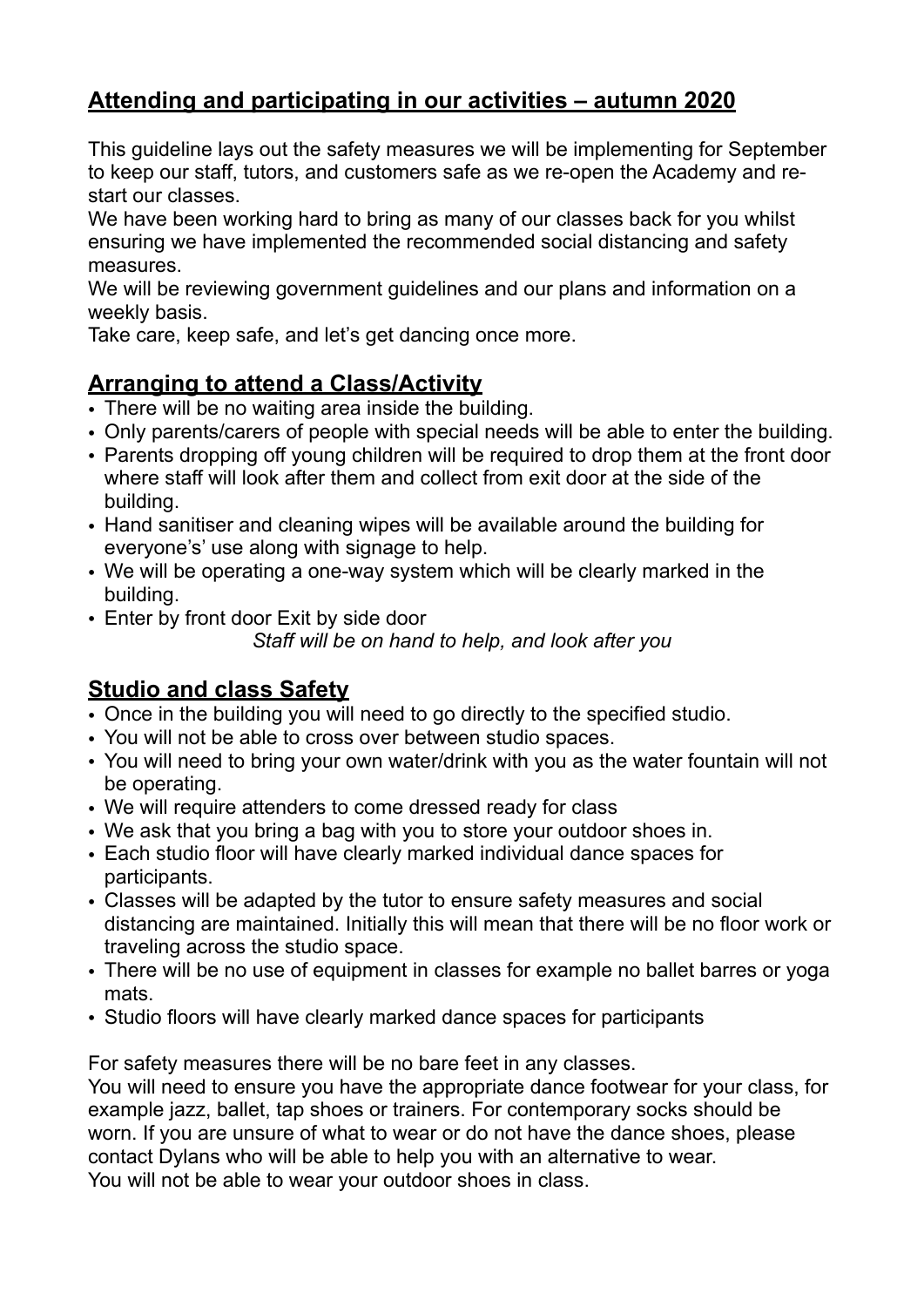## Attending and participating in our activities – autumn 2020

This guideline lays out the safety measures we will be implementing for September to keep our staff, tutors, and customers safe as we re-open the Academy and re-start our classes.

We have been working hard to bring as many of our classes back for you whilst ensuring we have implemented the recommended social distancing and safety measures.

We will be reviewing government guidelines and our plans and information on a weekly basis.

Take care, keep safe, and let's get dancing once more.

## Arranging to attend a Class/Activity

- There will be no waiting area inside the building.
- Only parents/carers of people with special needs will be able to enter the building.
- Parents dropping off young children will be required to drop them at the front door where staff will look after them and collect from exit door at the side of the building.
- Hand sanitiser and cleaning wipes will be available around the building for everyone's' use along with signage to help.
- We will be operating a one-way system which will be clearly marked in the building.
- Enter by front door Exit by side door

*Staff will be on hand to help, and look after you*

## Studio and class Safety

- Once in the building you will need to go directly to the specified studio.
- You will not be able to cross over between studio spaces.
- You will need to bring your own water/drink with you as the water fountain will not be operating.
- We will require attenders to come dressed ready for class
- We ask that you bring a bag with you to store your outdoor shoes in.
- Each studio floor will have clearly marked individual dance spaces for participants.
- Classes will be adapted by the tutor to ensure safety measures and social distancing are maintained. Initially this will mean that there will be no floor work or traveling across the studio space.
- There will be no use of equipment in classes for example no ballet barres or yoga mats.
- Studio floors will have clearly marked dance spaces for participants

For safety measures there will be no bare feet in any classes.

You will need to ensure you have the appropriate dance footwear for your class, for example jazz, ballet, tap shoes or trainers. For contemporary socks should be worn. If you are unsure of what to wear or do not have the dance shoes, please contact Dylans who will be able to help you with an alternative to wear.

You will not be able to wear your outdoor shoes in class.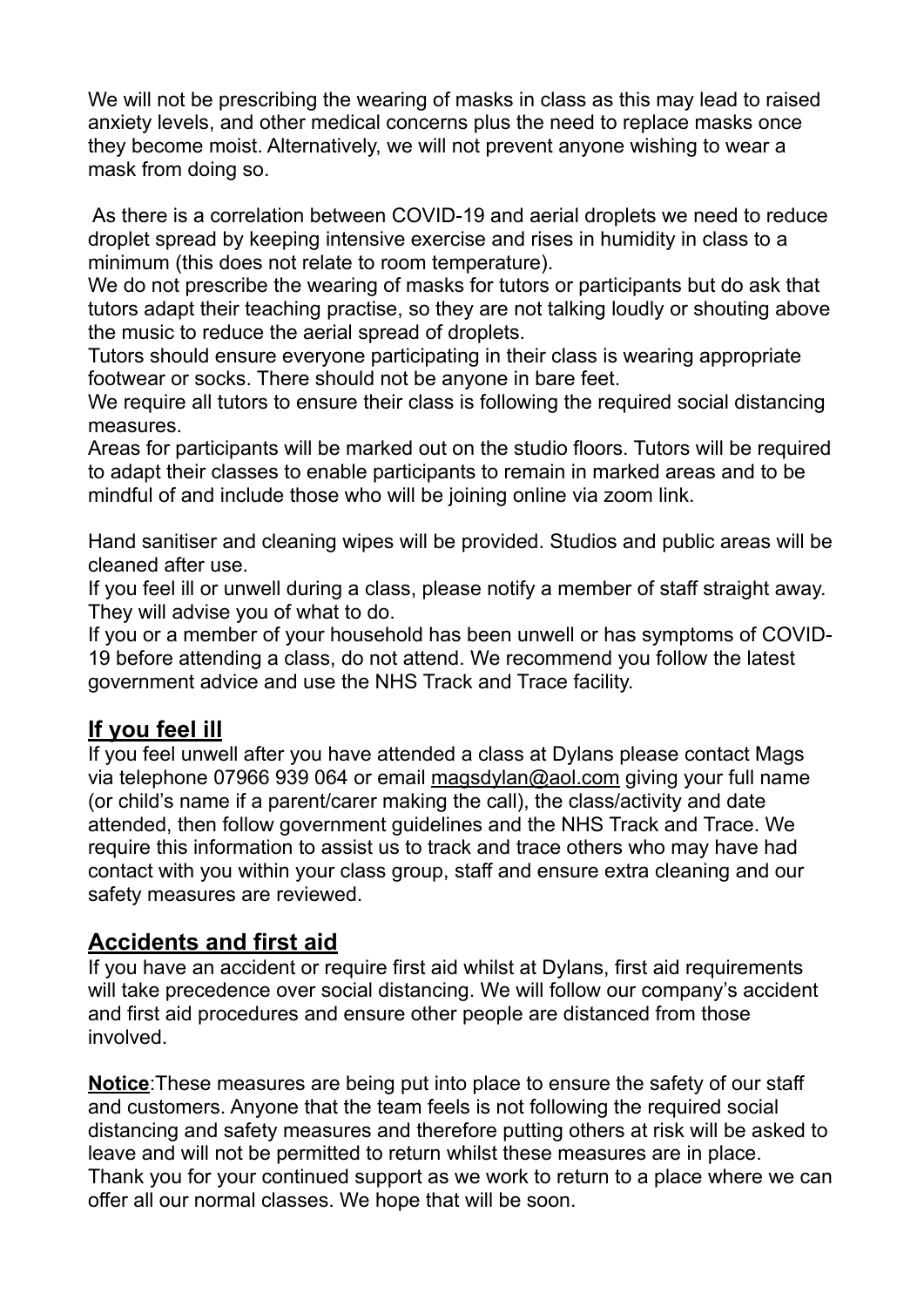We will not be prescribing the wearing of masks in class as this may lead to raised anxiety levels, and other medical concerns plus the need to replace masks once they become moist. Alternatively, we will not prevent anyone wishing to wear a mask from doing so.

As there is a correlation between COVID-19 and aerial droplets we need to reduce droplet spread by keeping intensive exercise and rises in humidity in class to a minimum (this does not relate to room temperature).

We do not prescribe the wearing of masks for tutors or participants but do ask that tutors adapt their teaching practise, so they are not talking loudly or shouting above the music to reduce the aerial spread of droplets.

Tutors should ensure everyone participating in their class is wearing appropriate footwear or socks. There should not be anyone in bare feet.

We require all tutors to ensure their class is following the required social distancing measures.

Areas for participants will be marked out on the studio floors. Tutors will be required to adapt their classes to enable participants to remain in marked areas and to be mindful of and include those who will be joining online via zoom link.

Hand sanitiser and cleaning wipes will be provided. Studios and public areas will be cleaned after use.

If you feel ill or unwell during a class, please notify a member of staff straight away. They will advise you of what to do.

If you or a member of your household has been unwell or has symptoms of COVID-19 before attending a class, do not attend. We recommend you follow the latest government advice and use the NHS Track and Trace facility.

## **If you feel ill**

If you feel unwell after you have attended a class at Dylans please contact Mags via telephone 07966 939 064 or email magsdylan@aol.com giving your full name (or child's name if a parent/carer making the call), the class/activity and date attended, then follow government guidelines and the NHS Track and Trace. We require this information to assist us to track and trace others who may have had contact with you within your class group, staff and ensure extra cleaning and our safety measures are reviewed.

## **Accidents and first aid**

If you have an accident or require first aid whilst at Dylans, first aid requirements will take precedence over social distancing. We will follow our company's accident and first aid procedures and ensure other people are distanced from those involved.

**Notice**:These measures are being put into place to ensure the safety of our staff and customers. Anyone that the team feels is not following the required social distancing and safety measures and therefore putting others at risk will be asked to leave and will not be permitted to return whilst these measures are in place. Thank you for your continued support as we work to return to a place where we can offer all our normal classes. We hope that will be soon.